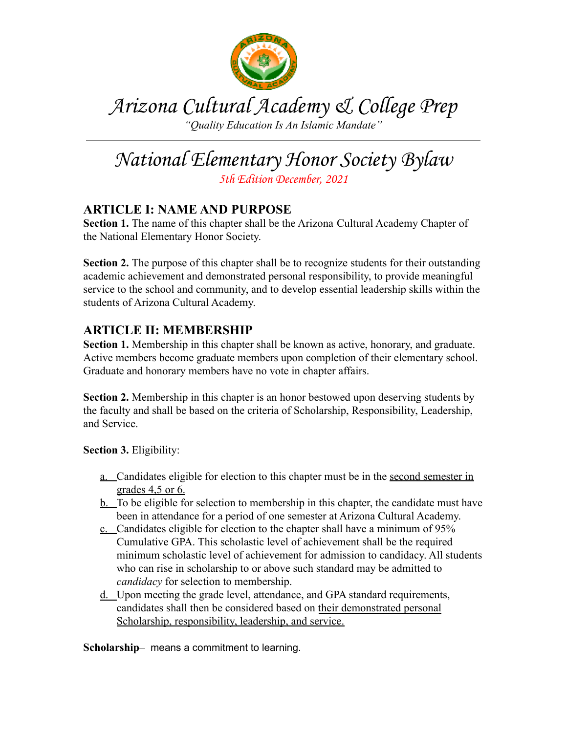# Arizona Cultural Academy & College Prep

*"Quality Education Is An Islamic Mandate"*

---

# National Elementary Honor Society Bylaw

*5th Edition December, 2021*

## ARTICLE I: NAME AND PURPOSE

**Section 1.** The name of this chapter shall be the Arizona Cultural Academy Chapter of the National Elementary Honor Society.

**Section 2.** The purpose of this chapter shall be to recognize students for their outstanding academic achievement and demonstrated personal responsibility, to provide meaningful service to the school and community, and to develop essential leadership skills within the students of Arizona Cultural Academy.

## ARTICLE II: MEMBERSHIP

**Section 1.** Membership in this chapter shall be known as active, honorary, and graduate. Active members become graduate members upon completion of their elementary school. Graduate and honorary members have no vote in chapter affairs.

**Section 2.** Membership in this chapter is an honor bestowed upon deserving students by the faculty and shall be based on the criteria of Scholarship, Responsibility, Leadership, and Service.

**Section 3.** Eligibility:

- a. Candidates eligible for election to this chapter must be in the second semester in grades 4,5 or 6.
- b. To be eligible for selection to membership in this chapter, the candidate must have been in attendance for a period of one semester at Arizona Cultural Academy.
- c. Candidates eligible for election to the chapter shall have a minimum of 95% Cumulative GPA. This scholastic level of achievement shall be the required minimum scholastic level of achievement for admission to candidacy. All students who can rise in scholarship to or above such standard may be admitted to *candidacy* for selection to membership.
- d. Upon meeting the grade level, attendance, and GPA standard requirements, candidates shall then be considered based on their demonstrated personal Scholarship, responsibility, leadership, and service.

**Scholarship**– means a commitment to learning.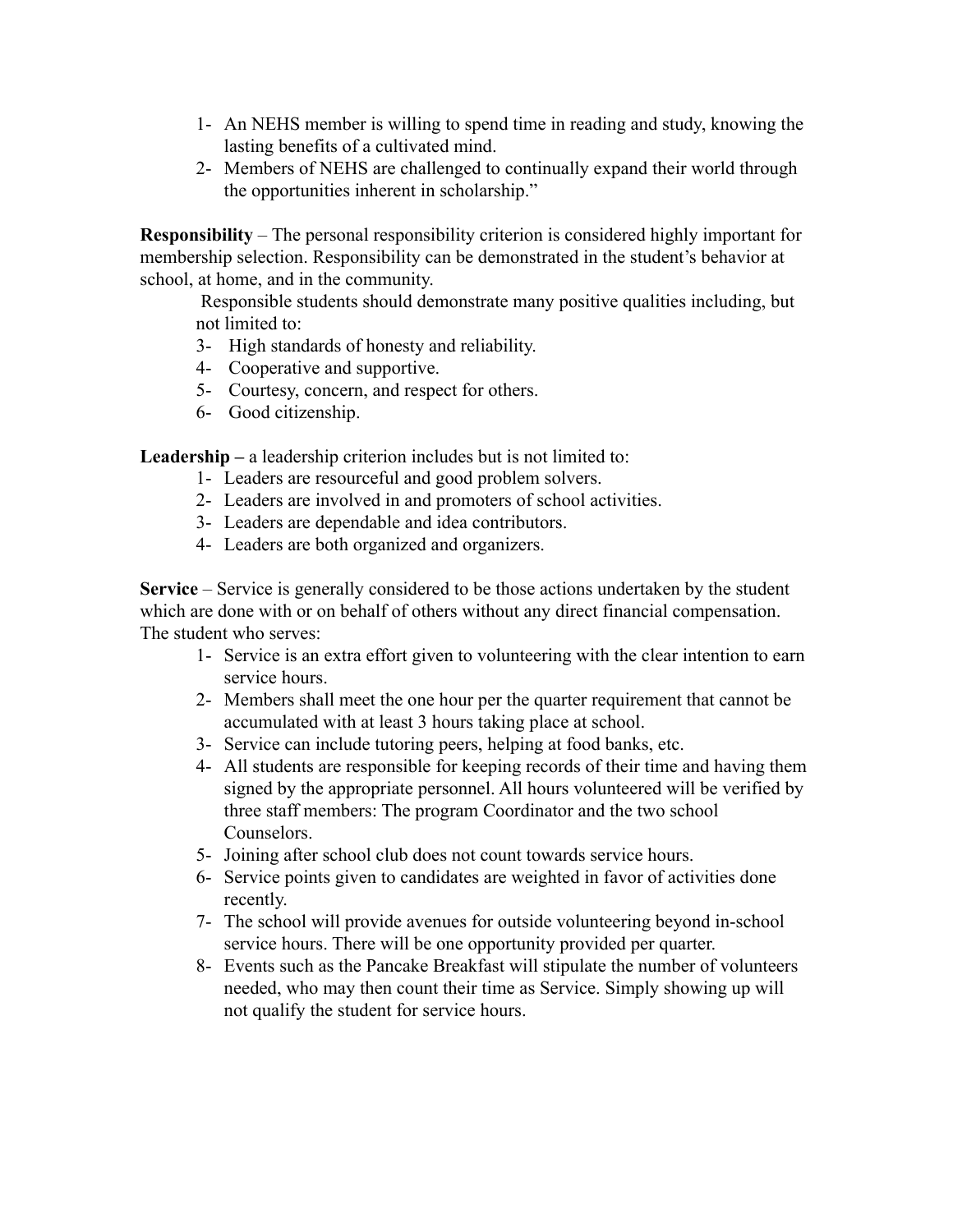1- An NEHS member is willing to spend time in reading and study, knowing the lasting benefits of a cultivated mind.
2- Members of NEHS are challenged to continually expand their world through the opportunities inherent in scholarship."

**Responsibility** – The personal responsibility criterion is considered highly important for membership selection. Responsibility can be demonstrated in the student's behavior at school, at home, and in the community.

Responsible students should demonstrate many positive qualities including, but not limited to:

3- High standards of honesty and reliability.
4- Cooperative and supportive.
5- Courtesy, concern, and respect for others.
6- Good citizenship.

**Leadership –** a leadership criterion includes but is not limited to:

1- Leaders are resourceful and good problem solvers.
2- Leaders are involved in and promoters of school activities.
3- Leaders are dependable and idea contributors.
4- Leaders are both organized and organizers.

**Service** – Service is generally considered to be those actions undertaken by the student which are done with or on behalf of others without any direct financial compensation. The student who serves:

1- Service is an extra effort given to volunteering with the clear intention to earn service hours.
2- Members shall meet the one hour per the quarter requirement that cannot be accumulated with at least 3 hours taking place at school.
3- Service can include tutoring peers, helping at food banks, etc.
4- All students are responsible for keeping records of their time and having them signed by the appropriate personnel. All hours volunteered will be verified by three staff members: The program Coordinator and the two school Counselors.
5- Joining after school club does not count towards service hours.
6- Service points given to candidates are weighted in favor of activities done recently.
7- The school will provide avenues for outside volunteering beyond in-school service hours. There will be one opportunity provided per quarter.
8- Events such as the Pancake Breakfast will stipulate the number of volunteers needed, who may then count their time as Service. Simply showing up will not qualify the student for service hours.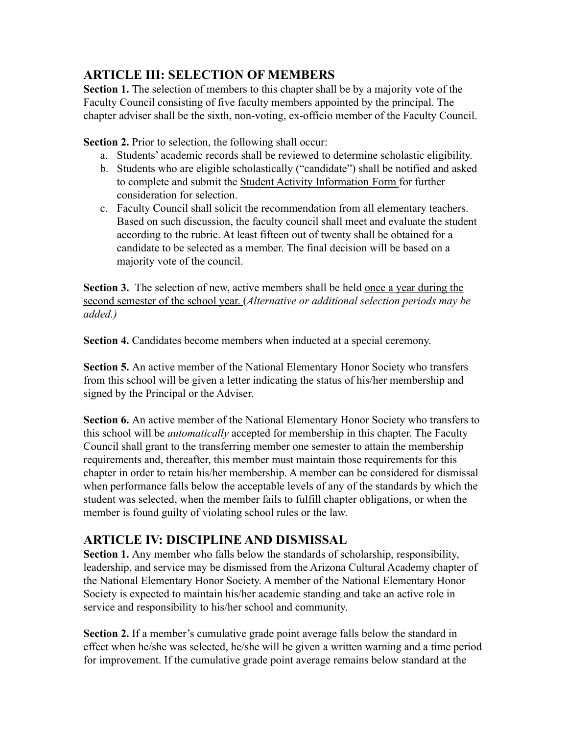## ARTICLE III: SELECTION OF MEMBERS

**Section 1.** The selection of members to this chapter shall be by a majority vote of the Faculty Council consisting of five faculty members appointed by the principal. The chapter adviser shall be the sixth, non-voting, ex-officio member of the Faculty Council.

**Section 2.** Prior to selection, the following shall occur:

a. Students' academic records shall be reviewed to determine scholastic eligibility.
b. Students who are eligible scholastically ("candidate") shall be notified and asked to complete and submit the Student Activity Information Form for further consideration for selection.
c. Faculty Council shall solicit the recommendation from all elementary teachers. Based on such discussion, the faculty council shall meet and evaluate the student according to the rubric. At least fifteen out of twenty shall be obtained for a candidate to be selected as a member. The final decision will be based on a majority vote of the council.

**Section 3.** The selection of new, active members shall be held once a year during the second semester of the school year. (*Alternative or additional selection periods may be added.)*

**Section 4.** Candidates become members when inducted at a special ceremony.

**Section 5.** An active member of the National Elementary Honor Society who transfers from this school will be given a letter indicating the status of his/her membership and signed by the Principal or the Adviser.

**Section 6.** An active member of the National Elementary Honor Society who transfers to this school will be *automatically* accepted for membership in this chapter. The Faculty Council shall grant to the transferring member one semester to attain the membership requirements and, thereafter, this member must maintain those requirements for this chapter in order to retain his/her membership. A member can be considered for dismissal when performance falls below the acceptable levels of any of the standards by which the student was selected, when the member fails to fulfill chapter obligations, or when the member is found guilty of violating school rules or the law.

## ARTICLE IV: DISCIPLINE AND DISMISSAL

**Section 1.** Any member who falls below the standards of scholarship, responsibility, leadership, and service may be dismissed from the Arizona Cultural Academy chapter of the National Elementary Honor Society. A member of the National Elementary Honor Society is expected to maintain his/her academic standing and take an active role in service and responsibility to his/her school and community.

**Section 2.** If a member's cumulative grade point average falls below the standard in effect when he/she was selected, he/she will be given a written warning and a time period for improvement. If the cumulative grade point average remains below standard at the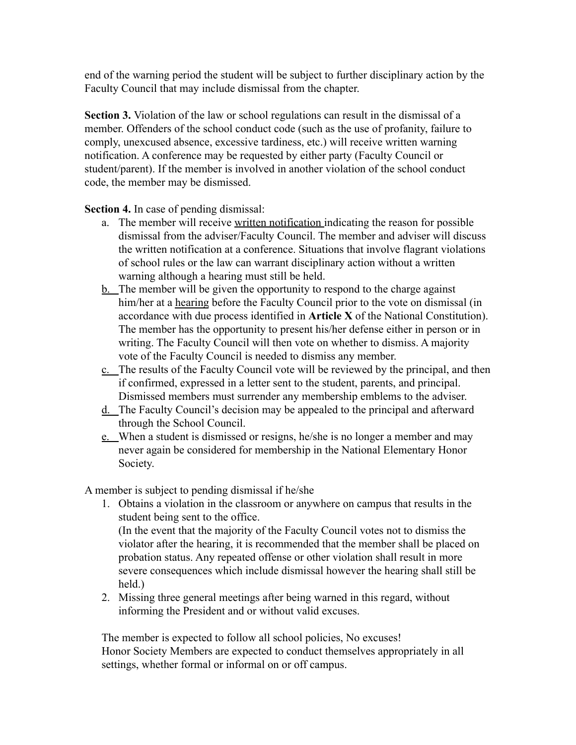end of the warning period the student will be subject to further disciplinary action by the Faculty Council that may include dismissal from the chapter.

**Section 3.** Violation of the law or school regulations can result in the dismissal of a member. Offenders of the school conduct code (such as the use of profanity, failure to comply, unexcused absence, excessive tardiness, etc.) will receive written warning notification. A conference may be requested by either party (Faculty Council or student/parent). If the member is involved in another violation of the school conduct code, the member may be dismissed.

**Section 4.** In case of pending dismissal:

a. The member will receive <u>written notification</u> indicating the reason for possible dismissal from the adviser/Faculty Council. The member and adviser will discuss the written notification at a conference. Situations that involve flagrant violations of school rules or the law can warrant disciplinary action without a written warning although a hearing must still be held.

b. The member will be given the opportunity to respond to the charge against him/her at a <u>hearing</u> before the Faculty Council prior to the vote on dismissal (in accordance with due process identified in **Article X** of the National Constitution). The member has the opportunity to present his/her defense either in person or in writing. The Faculty Council will then vote on whether to dismiss. A majority vote of the Faculty Council is needed to dismiss any member.

c. The results of the Faculty Council vote will be reviewed by the principal, and then if confirmed, expressed in a letter sent to the student, parents, and principal. Dismissed members must surrender any membership emblems to the adviser.

d. The Faculty Council's decision may be appealed to the principal and afterward through the School Council.

e. When a student is dismissed or resigns, he/she is no longer a member and may never again be considered for membership in the National Elementary Honor Society.

A member is subject to pending dismissal if he/she

1. Obtains a violation in the classroom or anywhere on campus that results in the student being sent to the office.
   (In the event that the majority of the Faculty Council votes not to dismiss the violator after the hearing, it is recommended that the member shall be placed on probation status. Any repeated offense or other violation shall result in more severe consequences which include dismissal however the hearing shall still be held.)
2. Missing three general meetings after being warned in this regard, without informing the President and or without valid excuses.

The member is expected to follow all school policies, No excuses!
Honor Society Members are expected to conduct themselves appropriately in all settings, whether formal or informal on or off campus.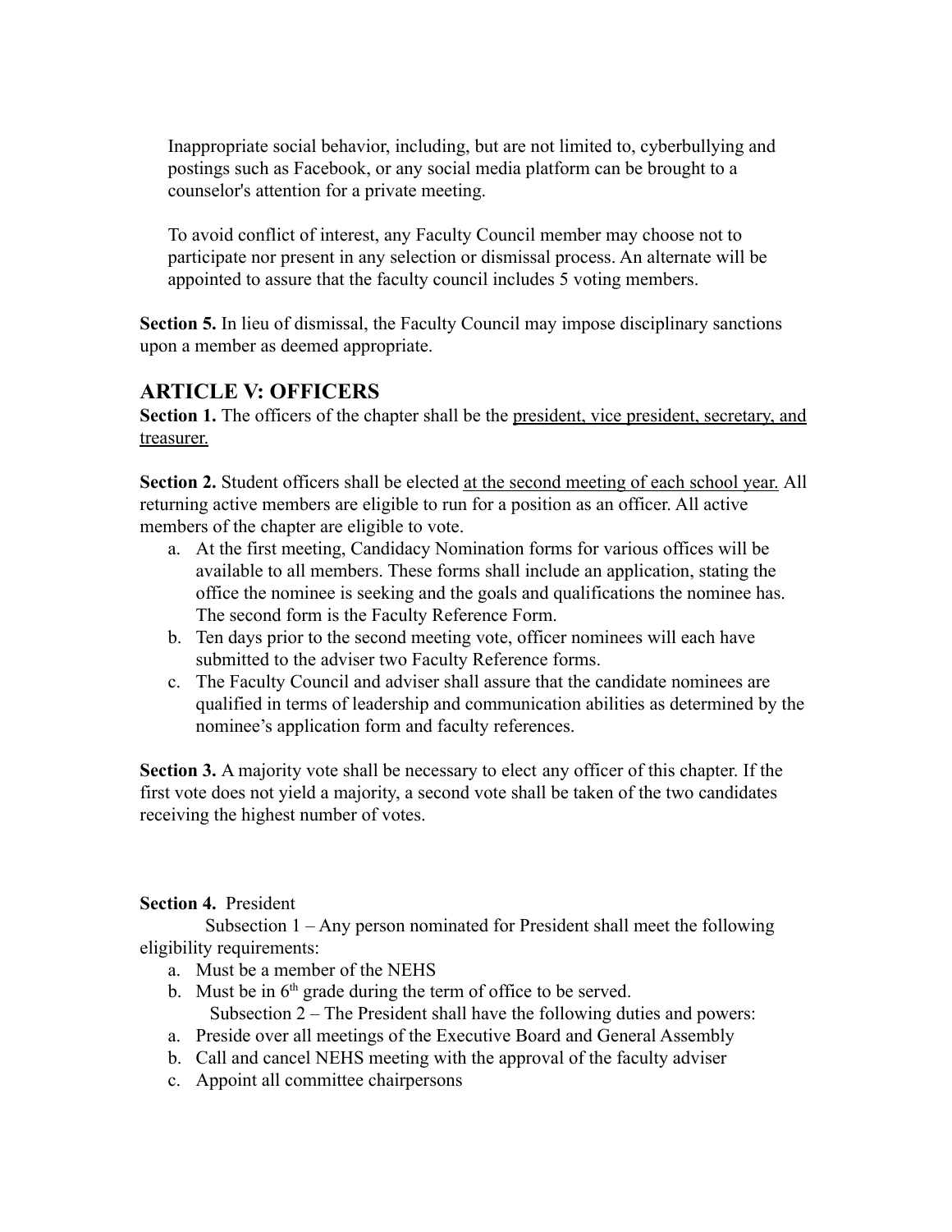Inappropriate social behavior, including, but are not limited to, cyberbullying and postings such as Facebook, or any social media platform can be brought to a counselor's attention for a private meeting.

To avoid conflict of interest, any Faculty Council member may choose not to participate nor present in any selection or dismissal process. An alternate will be appointed to assure that the faculty council includes 5 voting members.

**Section 5.** In lieu of dismissal, the Faculty Council may impose disciplinary sanctions upon a member as deemed appropriate.

## ARTICLE V: OFFICERS

**Section 1.** The officers of the chapter shall be the <u>president, vice president, secretary, and treasurer.</u>

**Section 2.** Student officers shall be elected <u>at the second meeting of each school year.</u> All returning active members are eligible to run for a position as an officer. All active members of the chapter are eligible to vote.

a. At the first meeting, Candidacy Nomination forms for various offices will be available to all members. These forms shall include an application, stating the office the nominee is seeking and the goals and qualifications the nominee has. The second form is the Faculty Reference Form.
b. Ten days prior to the second meeting vote, officer nominees will each have submitted to the adviser two Faculty Reference forms.
c. The Faculty Council and adviser shall assure that the candidate nominees are qualified in terms of leadership and communication abilities as determined by the nominee's application form and faculty references.

**Section 3.** A majority vote shall be necessary to elect any officer of this chapter. If the first vote does not yield a majority, a second vote shall be taken of the two candidates receiving the highest number of votes.

**Section 4.** President

Subsection 1 – Any person nominated for President shall meet the following eligibility requirements:

a. Must be a member of the NEHS
b. Must be in 6th grade during the term of office to be served.

Subsection 2 – The President shall have the following duties and powers:

a. Preside over all meetings of the Executive Board and General Assembly
b. Call and cancel NEHS meeting with the approval of the faculty adviser
c. Appoint all committee chairpersons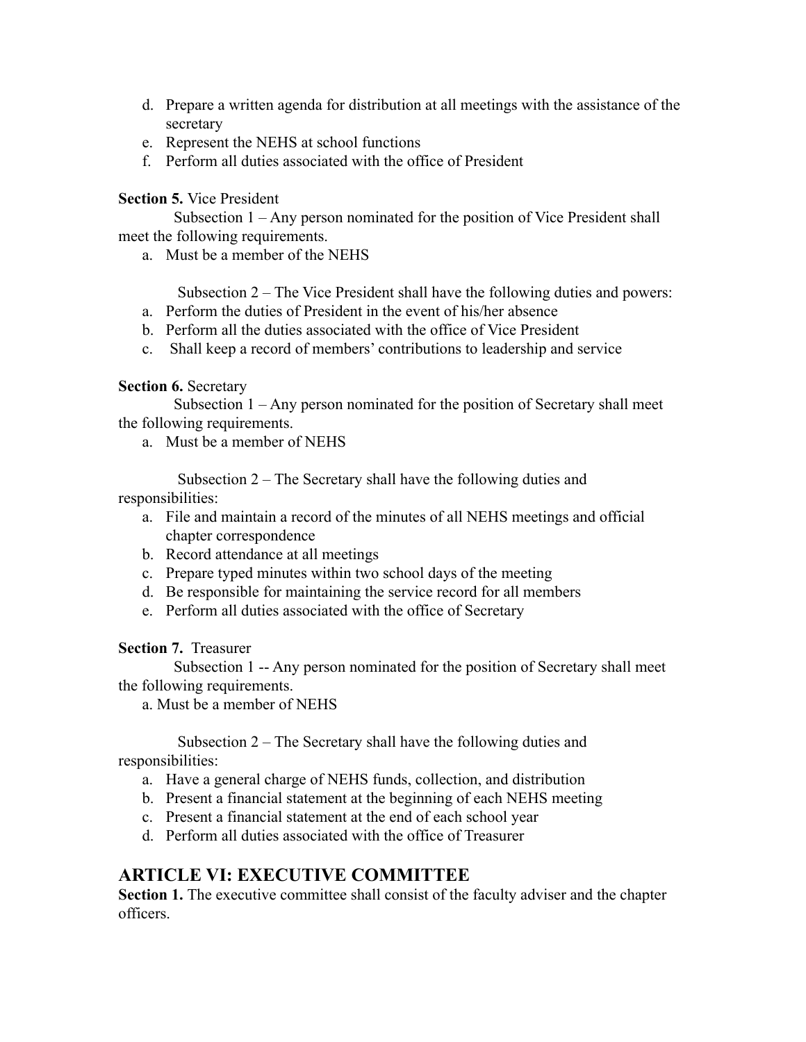d. Prepare a written agenda for distribution at all meetings with the assistance of the secretary
e. Represent the NEHS at school functions
f. Perform all duties associated with the office of President

**Section 5.** Vice President

Subsection 1 – Any person nominated for the position of Vice President shall meet the following requirements.

a. Must be a member of the NEHS

Subsection 2 – The Vice President shall have the following duties and powers:

a. Perform the duties of President in the event of his/her absence
b. Perform all the duties associated with the office of Vice President
c. Shall keep a record of members' contributions to leadership and service

**Section 6.** Secretary

Subsection 1 – Any person nominated for the position of Secretary shall meet the following requirements.

a. Must be a member of NEHS

Subsection 2 – The Secretary shall have the following duties and responsibilities:

a. File and maintain a record of the minutes of all NEHS meetings and official chapter correspondence
b. Record attendance at all meetings
c. Prepare typed minutes within two school days of the meeting
d. Be responsible for maintaining the service record for all members
e. Perform all duties associated with the office of Secretary

**Section 7.** Treasurer

Subsection 1 -- Any person nominated for the position of Secretary shall meet the following requirements.

a. Must be a member of NEHS

Subsection 2 – The Secretary shall have the following duties and responsibilities:

a. Have a general charge of NEHS funds, collection, and distribution
b. Present a financial statement at the beginning of each NEHS meeting
c. Present a financial statement at the end of each school year
d. Perform all duties associated with the office of Treasurer

## ARTICLE VI: EXECUTIVE COMMITTEE

**Section 1.** The executive committee shall consist of the faculty adviser and the chapter officers.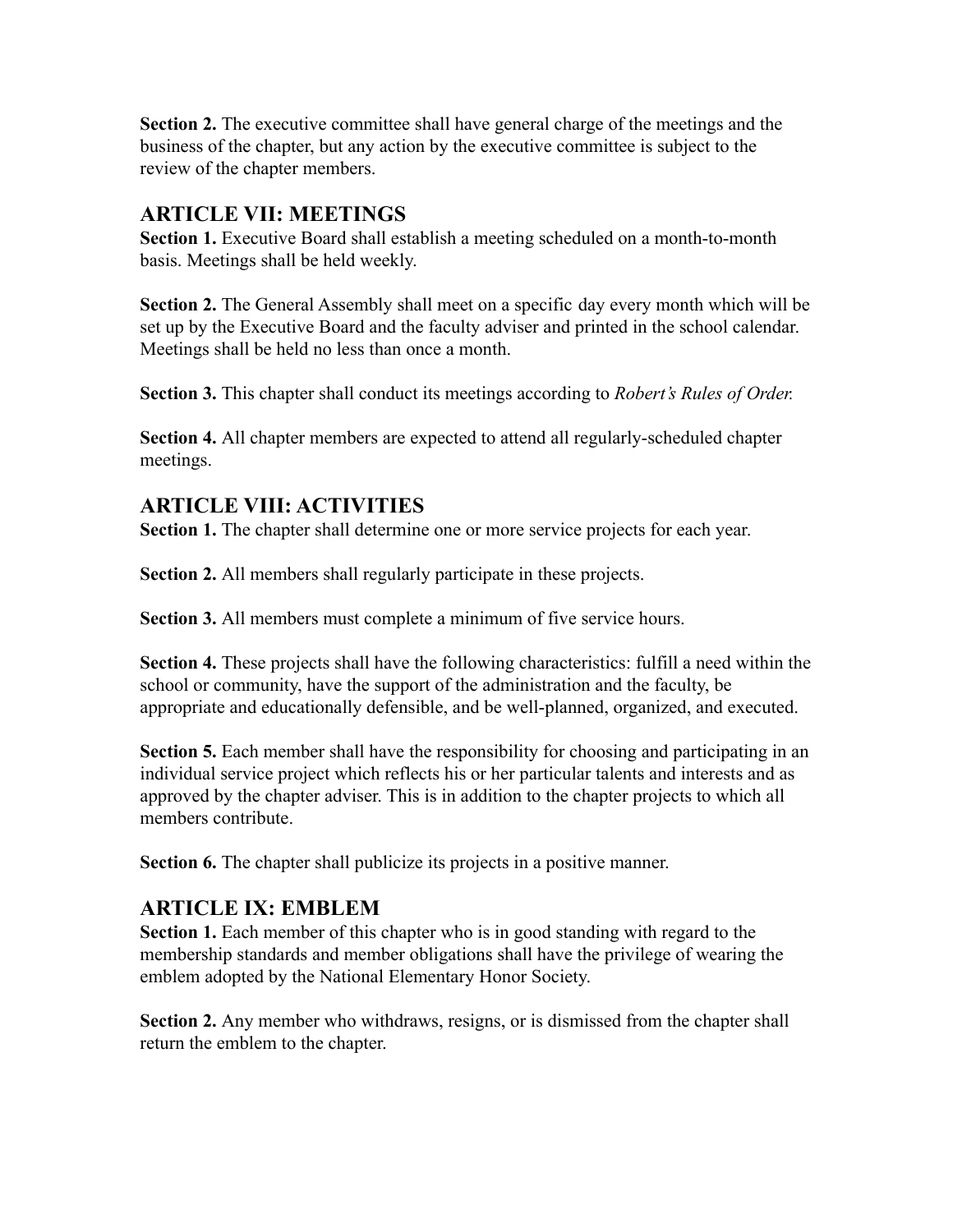**Section 2.** The executive committee shall have general charge of the meetings and the business of the chapter, but any action by the executive committee is subject to the review of the chapter members.

## ARTICLE VII: MEETINGS

**Section 1.** Executive Board shall establish a meeting scheduled on a month-to-month basis. Meetings shall be held weekly.

**Section 2.** The General Assembly shall meet on a specific day every month which will be set up by the Executive Board and the faculty adviser and printed in the school calendar. Meetings shall be held no less than once a month.

**Section 3.** This chapter shall conduct its meetings according to *Robert's Rules of Order.*

**Section 4.** All chapter members are expected to attend all regularly-scheduled chapter meetings.

## ARTICLE VIII: ACTIVITIES

**Section 1.** The chapter shall determine one or more service projects for each year.

**Section 2.** All members shall regularly participate in these projects.

**Section 3.** All members must complete a minimum of five service hours.

**Section 4.** These projects shall have the following characteristics: fulfill a need within the school or community, have the support of the administration and the faculty, be appropriate and educationally defensible, and be well-planned, organized, and executed.

**Section 5.** Each member shall have the responsibility for choosing and participating in an individual service project which reflects his or her particular talents and interests and as approved by the chapter adviser. This is in addition to the chapter projects to which all members contribute.

**Section 6.** The chapter shall publicize its projects in a positive manner.

## ARTICLE IX: EMBLEM

**Section 1.** Each member of this chapter who is in good standing with regard to the membership standards and member obligations shall have the privilege of wearing the emblem adopted by the National Elementary Honor Society.

**Section 2.** Any member who withdraws, resigns, or is dismissed from the chapter shall return the emblem to the chapter.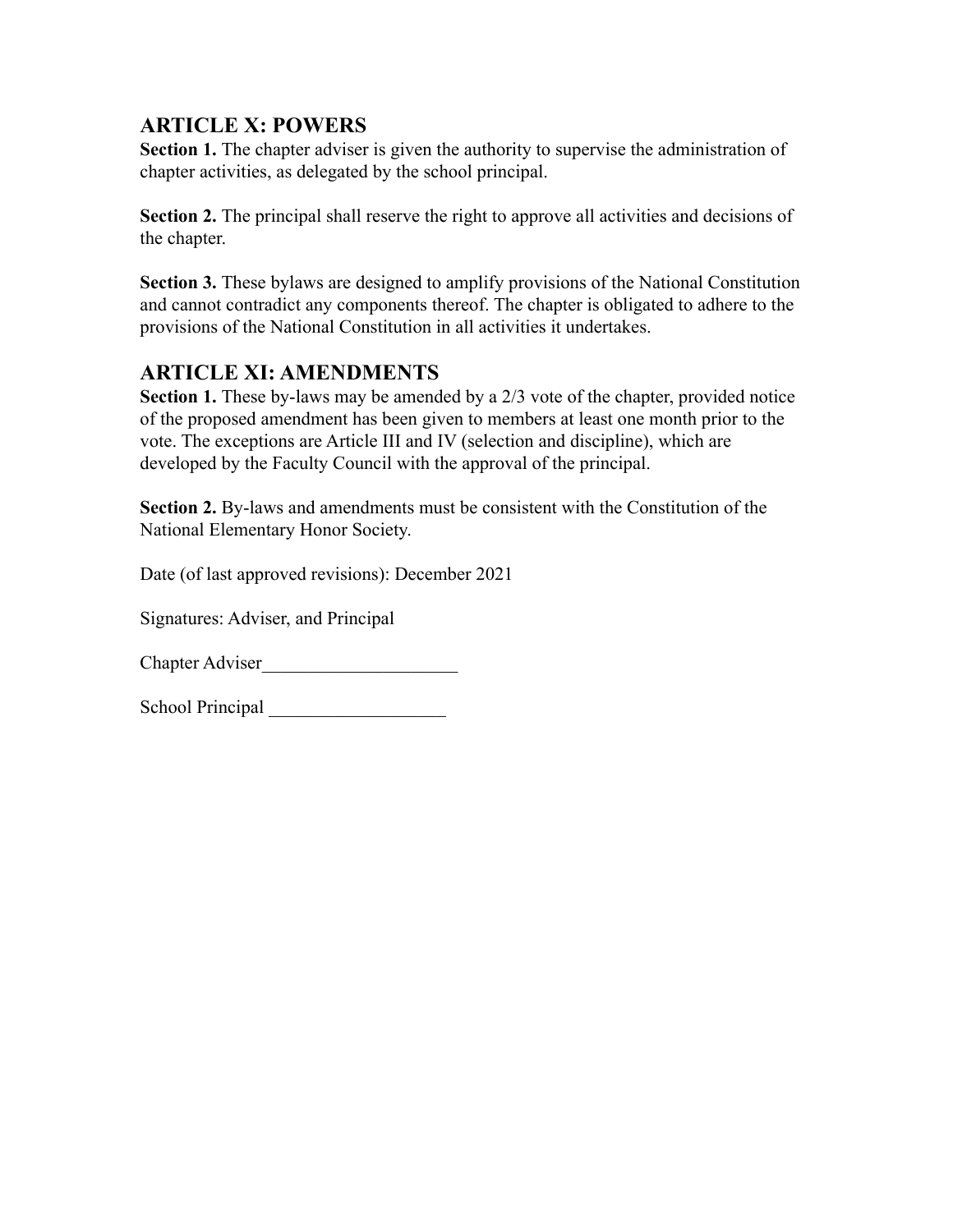## ARTICLE X: POWERS

**Section 1.** The chapter adviser is given the authority to supervise the administration of chapter activities, as delegated by the school principal.

**Section 2.** The principal shall reserve the right to approve all activities and decisions of the chapter.

**Section 3.** These bylaws are designed to amplify provisions of the National Constitution and cannot contradict any components thereof. The chapter is obligated to adhere to the provisions of the National Constitution in all activities it undertakes.

## ARTICLE XI: AMENDMENTS

**Section 1.** These by-laws may be amended by a 2/3 vote of the chapter, provided notice of the proposed amendment has been given to members at least one month prior to the vote. The exceptions are Article III and IV (selection and discipline), which are developed by the Faculty Council with the approval of the principal.

**Section 2.** By-laws and amendments must be consistent with the Constitution of the National Elementary Honor Society.

Date (of last approved revisions): December 2021

Signatures: Adviser, and Principal

Chapter Adviser_____________________

School Principal ___________________